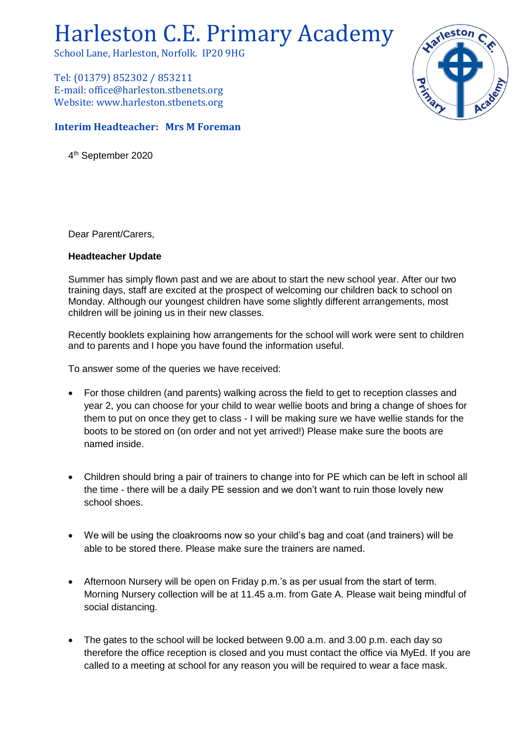# Harleston C.E. Primary Academy

School Lane, Harleston, Norfolk. IP20 9HG

Tel: (01379) 852302 / 853211
E-mail: office@harleston.stbenets.org
Website: www.harleston.stbenets.org

**Interim Headteacher: Mrs M Foreman**

4th September 2020

Dear Parent/Carers,

**Headteacher Update**

Summer has simply flown past and we are about to start the new school year. After our two training days, staff are excited at the prospect of welcoming our children back to school on Monday. Although our youngest children have some slightly different arrangements, most children will be joining us in their new classes.

Recently booklets explaining how arrangements for the school will work were sent to children and to parents and I hope you have found the information useful.

To answer some of the queries we have received:

- For those children (and parents) walking across the field to get to reception classes and year 2, you can choose for your child to wear wellie boots and bring a change of shoes for them to put on once they get to class - I will be making sure we have wellie stands for the boots to be stored on (on order and not yet arrived!) Please make sure the boots are named inside.

- Children should bring a pair of trainers to change into for PE which can be left in school all the time - there will be a daily PE session and we don't want to ruin those lovely new school shoes.

- We will be using the cloakrooms now so your child's bag and coat (and trainers) will be able to be stored there. Please make sure the trainers are named.

- Afternoon Nursery will be open on Friday p.m.'s as per usual from the start of term. Morning Nursery collection will be at 11.45 a.m. from Gate A. Please wait being mindful of social distancing.

- The gates to the school will be locked between 9.00 a.m. and 3.00 p.m. each day so therefore the office reception is closed and you must contact the office via MyEd. If you are called to a meeting at school for any reason you will be required to wear a face mask.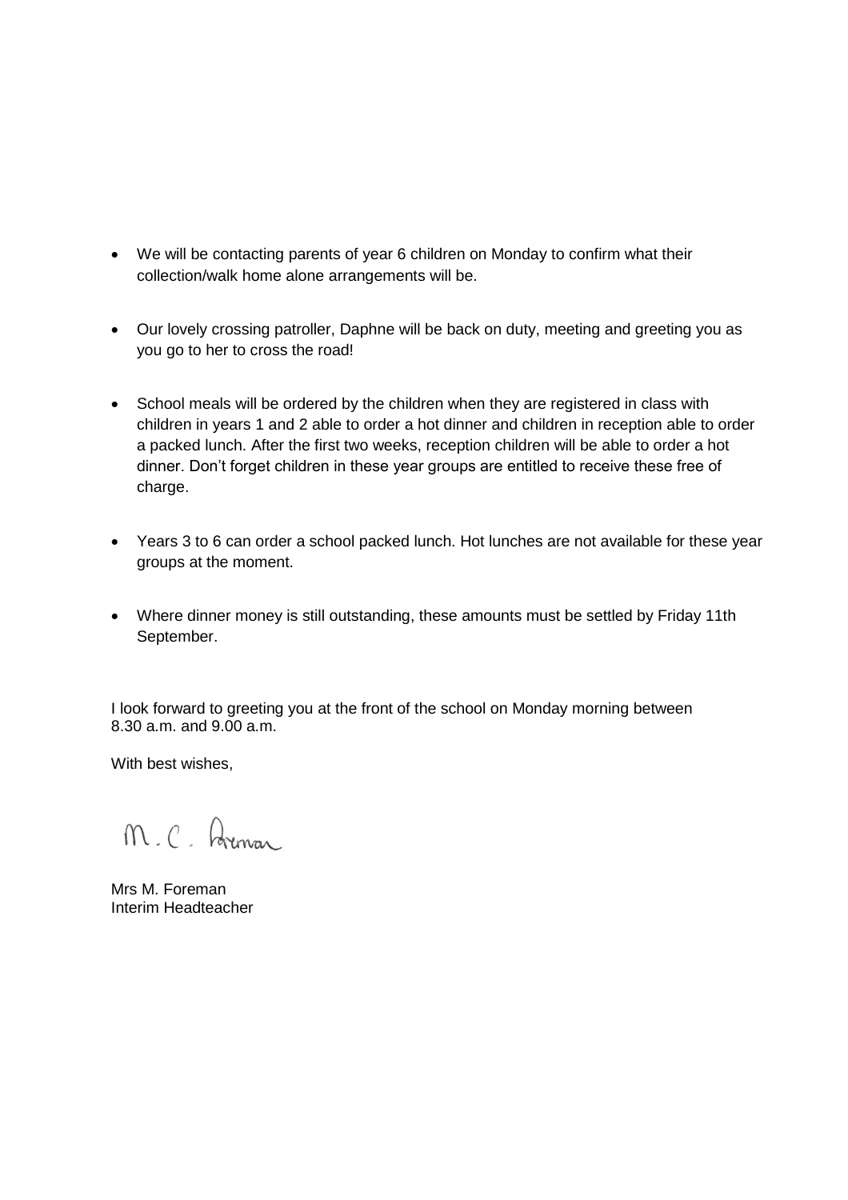- We will be contacting parents of year 6 children on Monday to confirm what their collection/walk home alone arrangements will be.

- Our lovely crossing patroller, Daphne will be back on duty, meeting and greeting you as you go to her to cross the road!

- School meals will be ordered by the children when they are registered in class with children in years 1 and 2 able to order a hot dinner and children in reception able to order a packed lunch. After the first two weeks, reception children will be able to order a hot dinner. Don't forget children in these year groups are entitled to receive these free of charge.

- Years 3 to 6 can order a school packed lunch. Hot lunches are not available for these year groups at the moment.

- Where dinner money is still outstanding, these amounts must be settled by Friday 11th September.

I look forward to greeting you at the front of the school on Monday morning between 8.30 a.m. and 9.00 a.m.

With best wishes,

M. C. Foreman

Mrs M. Foreman
Interim Headteacher